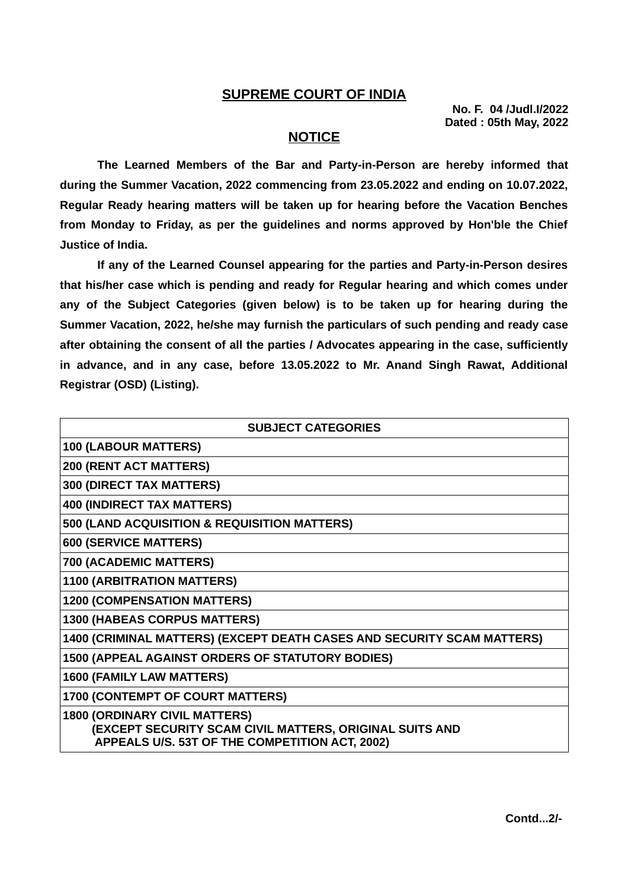## SUPREME COURT OF INDIA

**No. F. 04 /Judl.I/2022**
**Dated : 05th May, 2022**

## NOTICE

**The Learned Members of the Bar and Party-in-Person are hereby informed that during the Summer Vacation, 2022 commencing from 23.05.2022 and ending on 10.07.2022, Regular Ready hearing matters will be taken up for hearing before the Vacation Benches from Monday to Friday, as per the guidelines and norms approved by Hon'ble the Chief Justice of India.**

**If any of the Learned Counsel appearing for the parties and Party-in-Person desires that his/her case which is pending and ready for Regular hearing and which comes under any of the Subject Categories (given below) is to be taken up for hearing during the Summer Vacation, 2022, he/she may furnish the particulars of such pending and ready case after obtaining the consent of all the parties / Advocates appearing in the case, sufficiently in advance, and in any case, before 13.05.2022 to Mr. Anand Singh Rawat, Additional Registrar (OSD) (Listing).**

| SUBJECT CATEGORIES |
|---|
| 100 (LABOUR MATTERS) |
| 200 (RENT ACT MATTERS) |
| 300 (DIRECT TAX MATTERS) |
| 400 (INDIRECT TAX MATTERS) |
| 500 (LAND ACQUISITION & REQUISITION MATTERS) |
| 600 (SERVICE MATTERS) |
| 700 (ACADEMIC MATTERS) |
| 1100 (ARBITRATION MATTERS) |
| 1200 (COMPENSATION MATTERS) |
| 1300 (HABEAS CORPUS MATTERS) |
| 1400 (CRIMINAL MATTERS) (EXCEPT DEATH CASES AND SECURITY SCAM MATTERS) |
| 1500 (APPEAL AGAINST ORDERS OF STATUTORY BODIES) |
| 1600 (FAMILY LAW MATTERS) |
| 1700 (CONTEMPT OF COURT MATTERS) |
| 1800 (ORDINARY CIVIL MATTERS) (EXCEPT SECURITY SCAM CIVIL MATTERS, ORIGINAL SUITS AND APPEALS U/S. 53T OF THE COMPETITION ACT, 2002) |

**Contd...2/-**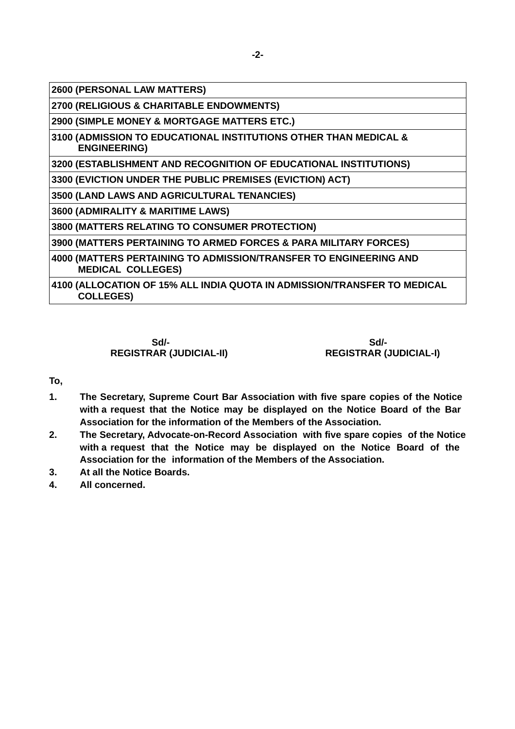| |
|---|
| **2600 (PERSONAL LAW MATTERS)** |
| **2700 (RELIGIOUS & CHARITABLE ENDOWMENTS)** |
| **2900 (SIMPLE MONEY & MORTGAGE MATTERS ETC.)** |
| **3100 (ADMISSION TO EDUCATIONAL INSTITUTIONS OTHER THAN MEDICAL & ENGINEERING)** |
| **3200 (ESTABLISHMENT AND RECOGNITION OF EDUCATIONAL INSTITUTIONS)** |
| **3300 (EVICTION UNDER THE PUBLIC PREMISES (EVICTION) ACT)** |
| **3500 (LAND LAWS AND AGRICULTURAL TENANCIES)** |
| **3600 (ADMIRALITY & MARITIME LAWS)** |
| **3800 (MATTERS RELATING TO CONSUMER PROTECTION)** |
| **3900 (MATTERS PERTAINING TO ARMED FORCES & PARA MILITARY FORCES)** |
| **4000 (MATTERS PERTAINING TO ADMISSION/TRANSFER TO ENGINEERING AND MEDICAL COLLEGES)** |
| **4100 (ALLOCATION OF 15% ALL INDIA QUOTA IN ADMISSION/TRANSFER TO MEDICAL COLLEGES)** |

**Sd/-**
**REGISTRAR (JUDICIAL-II)**

**Sd/-**
**REGISTRAR (JUDICIAL-I)**

**To,**

1. **The Secretary, Supreme Court Bar Association with five spare copies of the Notice with a request that the Notice may be displayed on the Notice Board of the Bar Association for the information of the Members of the Association.**
2. **The Secretary, Advocate-on-Record Association with five spare copies of the Notice with a request that the Notice may be displayed on the Notice Board of the Association for the information of the Members of the Association.**
3. **At all the Notice Boards.**
4. **All concerned.**